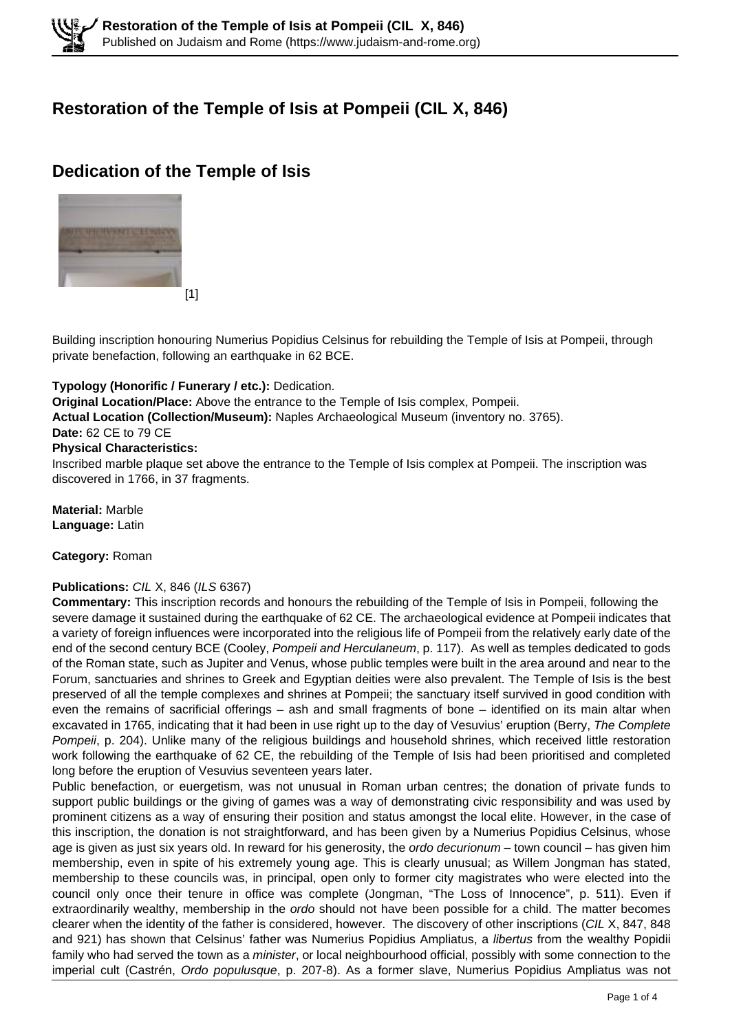# Restoration of the Temple of Isis at Pompeii (CIL X, 846)

## Dedication of the Temple of Isis

[1]

Building inscription honouring Numerius Popidius Celsinus for rebuilding the Temple of Isis at Pompeii, through private benefaction, following an earthquake in 62 BCE.

**Typology (Honorific / Funerary / etc.):** Dedication.
**Original Location/Place:** Above the entrance to the Temple of Isis complex, Pompeii.
**Actual Location (Collection/Museum):** Naples Archaeological Museum (inventory no. 3765).
**Date:** 62 CE to 79 CE
**Physical Characteristics:**
Inscribed marble plaque set above the entrance to the Temple of Isis complex at Pompeii. The inscription was discovered in 1766, in 37 fragments.

**Material:** Marble
**Language:** Latin

**Category:** Roman

**Publications:** *CIL* X, 846 (*ILS* 6367)
**Commentary:** This inscription records and honours the rebuilding of the Temple of Isis in Pompeii, following the severe damage it sustained during the earthquake of 62 CE. The archaeological evidence at Pompeii indicates that a variety of foreign influences were incorporated into the religious life of Pompeii from the relatively early date of the end of the second century BCE (Cooley, *Pompeii and Herculaneum*, p. 117). As well as temples dedicated to gods of the Roman state, such as Jupiter and Venus, whose public temples were built in the area around and near to the Forum, sanctuaries and shrines to Greek and Egyptian deities were also prevalent. The Temple of Isis is the best preserved of all the temple complexes and shrines at Pompeii; the sanctuary itself survived in good condition with even the remains of sacrificial offerings – ash and small fragments of bone – identified on its main altar when excavated in 1765, indicating that it had been in use right up to the day of Vesuvius' eruption (Berry, *The Complete Pompeii*, p. 204). Unlike many of the religious buildings and household shrines, which received little restoration work following the earthquake of 62 CE, the rebuilding of the Temple of Isis had been prioritised and completed long before the eruption of Vesuvius seventeen years later.
Public benefaction, or euergetism, was not unusual in Roman urban centres; the donation of private funds to support public buildings or the giving of games was a way of demonstrating civic responsibility and was used by prominent citizens as a way of ensuring their position and status amongst the local elite. However, in the case of this inscription, the donation is not straightforward, and has been given by a Numerius Popidius Celsinus, whose age is given as just six years old. In reward for his generosity, the *ordo decurionum* – town council – has given him membership, even in spite of his extremely young age. This is clearly unusual; as Willem Jongman has stated, membership to these councils was, in principal, open only to former city magistrates who were elected into the council only once their tenure in office was complete (Jongman, "The Loss of Innocence", p. 511). Even if extraordinarily wealthy, membership in the *ordo* should not have been possible for a child. The matter becomes clearer when the identity of the father is considered, however. The discovery of other inscriptions (*CIL* X, 847, 848 and 921) has shown that Celsinus' father was Numerius Popidius Ampliatus, a *libertus* from the wealthy Popidii family who had served the town as a *minister*, or local neighbourhood official, possibly with some connection to the imperial cult (Castrén, *Ordo populusque*, p. 207-8). As a former slave, Numerius Popidius Ampliatus was not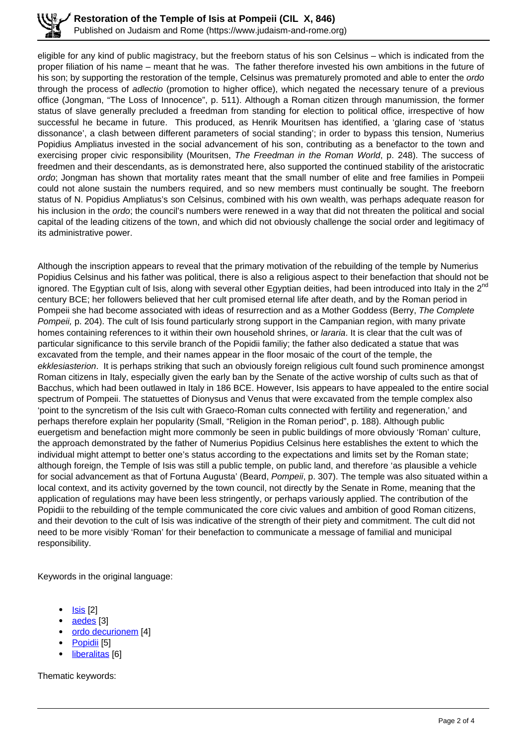eligible for any kind of public magistracy, but the freeborn status of his son Celsinus – which is indicated from the proper filiation of his name – meant that he was. The father therefore invested his own ambitions in the future of his son; by supporting the restoration of the temple, Celsinus was prematurely promoted and able to enter the *ordo* through the process of *adlectio* (promotion to higher office), which negated the necessary tenure of a previous office (Jongman, "The Loss of Innocence", p. 511). Although a Roman citizen through manumission, the former status of slave generally precluded a freedman from standing for election to political office, irrespective of how successful he became in future. This produced, as Henrik Mouritsen has identified, a 'glaring case of 'status dissonance', a clash between different parameters of social standing'; in order to bypass this tension, Numerius Popidius Ampliatus invested in the social advancement of his son, contributing as a benefactor to the town and exercising proper civic responsibility (Mouritsen, *The Freedman in the Roman World*, p. 248). The success of freedmen and their descendants, as is demonstrated here, also supported the continued stability of the aristocratic *ordo*; Jongman has shown that mortality rates meant that the small number of elite and free families in Pompeii could not alone sustain the numbers required, and so new members must continually be sought. The freeborn status of N. Popidius Ampliatus's son Celsinus, combined with his own wealth, was perhaps adequate reason for his inclusion in the *ordo*; the council's numbers were renewed in a way that did not threaten the political and social capital of the leading citizens of the town, and which did not obviously challenge the social order and legitimacy of its administrative power.

Although the inscription appears to reveal that the primary motivation of the rebuilding of the temple by Numerius Popidius Celsinus and his father was political, there is also a religious aspect to their benefaction that should not be ignored. The Egyptian cult of Isis, along with several other Egyptian deities, had been introduced into Italy in the 2nd century BCE; her followers believed that her cult promised eternal life after death, and by the Roman period in Pompeii she had become associated with ideas of resurrection and as a Mother Goddess (Berry, *The Complete Pompeii,* p. 204). The cult of Isis found particularly strong support in the Campanian region, with many private homes containing references to it within their own household shrines, or *lararia*. It is clear that the cult was of particular significance to this servile branch of the Popidii familiy; the father also dedicated a statue that was excavated from the temple, and their names appear in the floor mosaic of the court of the temple, the *ekklesiasterion*. It is perhaps striking that such an obviously foreign religious cult found such prominence amongst Roman citizens in Italy, especially given the early ban by the Senate of the active worship of cults such as that of Bacchus, which had been outlawed in Italy in 186 BCE. However, Isis appears to have appealed to the entire social spectrum of Pompeii. The statuettes of Dionysus and Venus that were excavated from the temple complex also 'point to the syncretism of the Isis cult with Graeco-Roman cults connected with fertility and regeneration,' and perhaps therefore explain her popularity (Small, "Religion in the Roman period", p. 188). Although public euergetism and benefaction might more commonly be seen in public buildings of more obviously 'Roman' culture, the approach demonstrated by the father of Numerius Popidius Celsinus here establishes the extent to which the individual might attempt to better one's status according to the expectations and limits set by the Roman state; although foreign, the Temple of Isis was still a public temple, on public land, and therefore 'as plausible a vehicle for social advancement as that of Fortuna Augusta' (Beard, *Pompeii*, p. 307). The temple was also situated within a local context, and its activity governed by the town council, not directly by the Senate in Rome, meaning that the application of regulations may have been less stringently, or perhaps variously applied. The contribution of the Popidii to the rebuilding of the temple communicated the core civic values and ambition of good Roman citizens, and their devotion to the cult of Isis was indicative of the strength of their piety and commitment. The cult did not need to be more visibly 'Roman' for their benefaction to communicate a message of familial and municipal responsibility.

Keywords in the original language:

- Isis [2]
- aedes [3]
- ordo decurionem [4]
- Popidii [5]
- liberalitas [6]

Thematic keywords: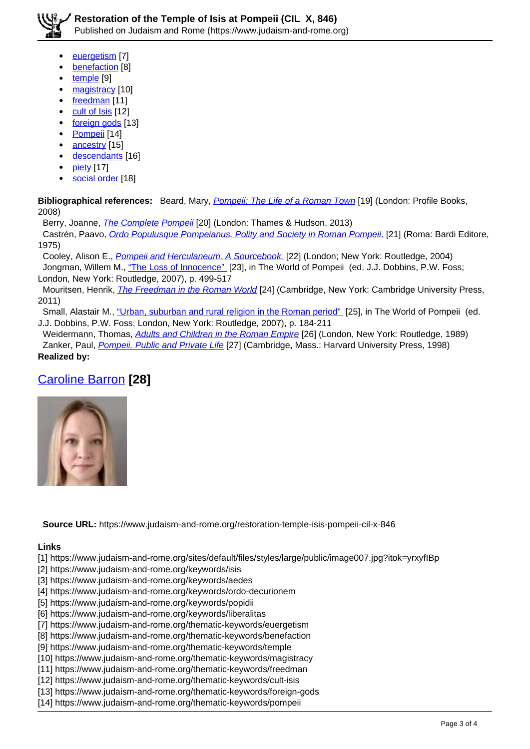- euergetism [7]
- benefaction [8]
- temple [9]
- magistracy [10]
- freedman [11]
- cult of Isis [12]
- foreign gods [13]
- Pompeii [14]
- ancestry [15]
- descendants [16]
- piety [17]
- social order [18]

**Bibliographical references:** Beard, Mary, *Pompeii: The Life of a Roman Town* [19] (London: Profile Books, 2008)

Berry, Joanne, *The Complete Pompeii* [20] (London: Thames & Hudson, 2013)

Castrén, Paavo, *Ordo Populusque Pompeianus. Polity and Society in Roman Pompeii.* [21] (Roma: Bardi Editore, 1975)

Cooley, Alison E., *Pompeii and Herculaneum. A Sourcebook.* [22] (London; New York: Routledge, 2004)

Jongman, Willem M., "The Loss of Innocence" [23], in The World of Pompeii (ed. J.J. Dobbins, P.W. Foss; London, New York: Routledge, 2007), p. 499-517

Mouritsen, Henrik, *The Freedman in the Roman World* [24] (Cambridge, New York: Cambridge University Press, 2011)

Small, Alastair M., "Urban, suburban and rural religion in the Roman period" [25], in The World of Pompeii (ed. J.J. Dobbins, P.W. Foss; London, New York: Routledge, 2007), p. 184-211

Weidermann, Thomas, *Adults and Children in the Roman Empire* [26] (London, New York: Routledge, 1989)

Zanker, Paul, *Pompeii. Public and Private Life* [27] (Cambridge, Mass.: Harvard University Press, 1998)

**Realized by:**

## Caroline Barron **[28]**

**Source URL:** https://www.judaism-and-rome.org/restoration-temple-isis-pompeii-cil-x-846

**Links**

[1] https://www.judaism-and-rome.org/sites/default/files/styles/large/public/image007.jpg?itok=yrxyfIBp
[2] https://www.judaism-and-rome.org/keywords/isis
[3] https://www.judaism-and-rome.org/keywords/aedes
[4] https://www.judaism-and-rome.org/keywords/ordo-decurionem
[5] https://www.judaism-and-rome.org/keywords/popidii
[6] https://www.judaism-and-rome.org/keywords/liberalitas
[7] https://www.judaism-and-rome.org/thematic-keywords/euergetism
[8] https://www.judaism-and-rome.org/thematic-keywords/benefaction
[9] https://www.judaism-and-rome.org/thematic-keywords/temple
[10] https://www.judaism-and-rome.org/thematic-keywords/magistracy
[11] https://www.judaism-and-rome.org/thematic-keywords/freedman
[12] https://www.judaism-and-rome.org/thematic-keywords/cult-isis
[13] https://www.judaism-and-rome.org/thematic-keywords/foreign-gods
[14] https://www.judaism-and-rome.org/thematic-keywords/pompeii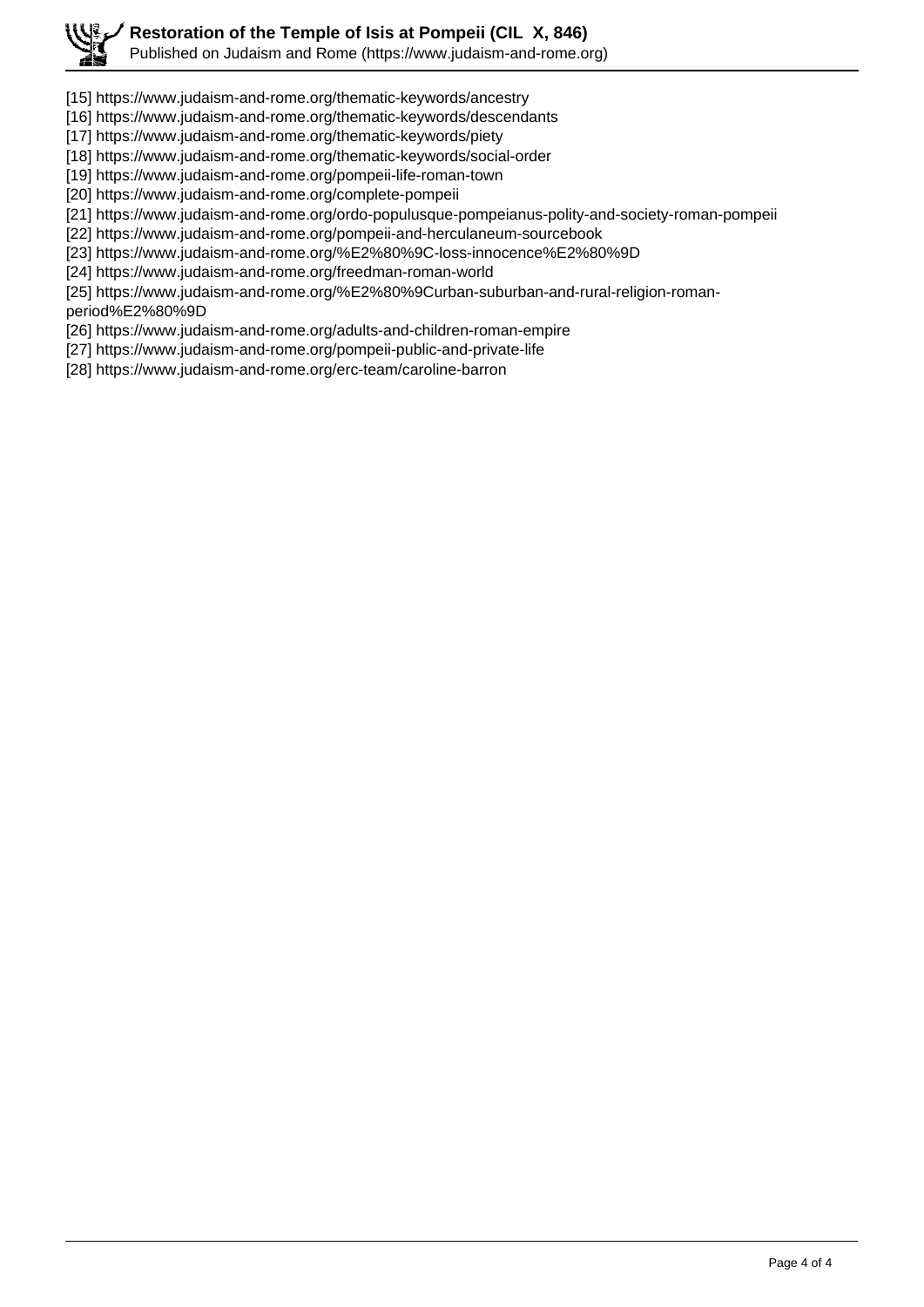[15] https://www.judaism-and-rome.org/thematic-keywords/ancestry
[16] https://www.judaism-and-rome.org/thematic-keywords/descendants
[17] https://www.judaism-and-rome.org/thematic-keywords/piety
[18] https://www.judaism-and-rome.org/thematic-keywords/social-order
[19] https://www.judaism-and-rome.org/pompeii-life-roman-town
[20] https://www.judaism-and-rome.org/complete-pompeii
[21] https://www.judaism-and-rome.org/ordo-populusque-pompeianus-polity-and-society-roman-pompeii
[22] https://www.judaism-and-rome.org/pompeii-and-herculaneum-sourcebook
[23] https://www.judaism-and-rome.org/%E2%80%9C-loss-innocence%E2%80%9D
[24] https://www.judaism-and-rome.org/freedman-roman-world
[25] https://www.judaism-and-rome.org/%E2%80%9Curban-suburban-and-rural-religion-roman-period%E2%80%9D
[26] https://www.judaism-and-rome.org/adults-and-children-roman-empire
[27] https://www.judaism-and-rome.org/pompeii-public-and-private-life
[28] https://www.judaism-and-rome.org/erc-team/caroline-barron